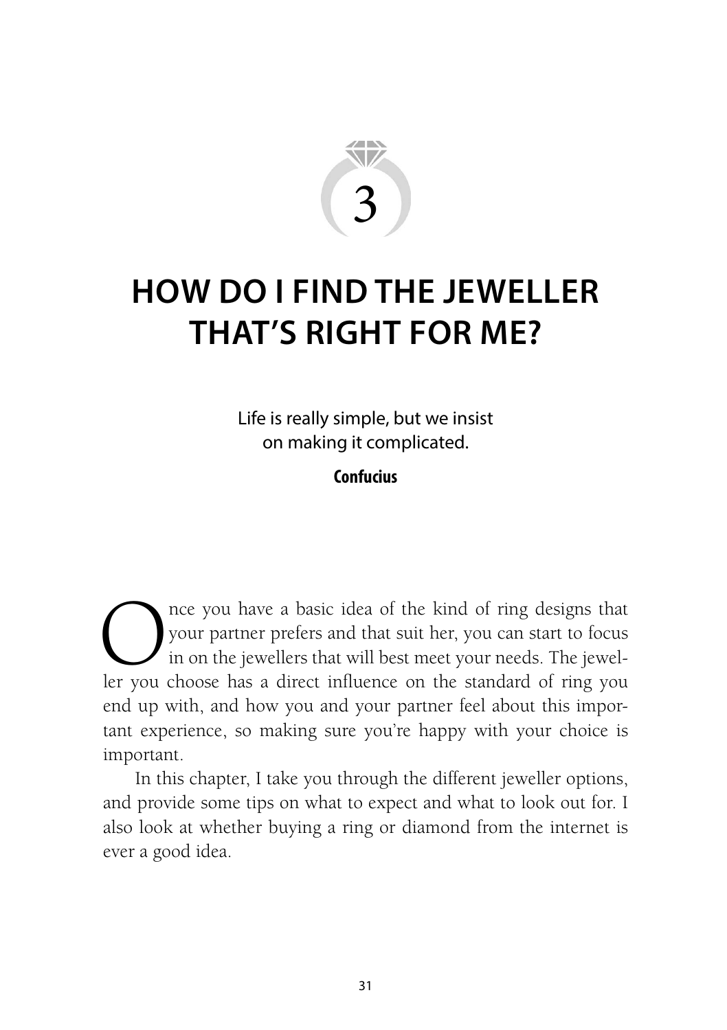# 3

# HOW DO I FIND THE JEWELLER THAT'S RIGHT FOR ME?

Life is really simple, but we insist on making it complicated.

**Confucius**

Once you have a basic idea of the kind of ring designs that your partner prefers and that suit her, you can start to focus in on the jewellers that will best meet your needs. The jeweller you choose has a direct influence on the standard of ring you end up with, and how you and your partner feel about this important experience, so making sure you're happy with your choice is important.

In this chapter, I take you through the different jeweller options, and provide some tips on what to expect and what to look out for. I also look at whether buying a ring or diamond from the internet is ever a good idea.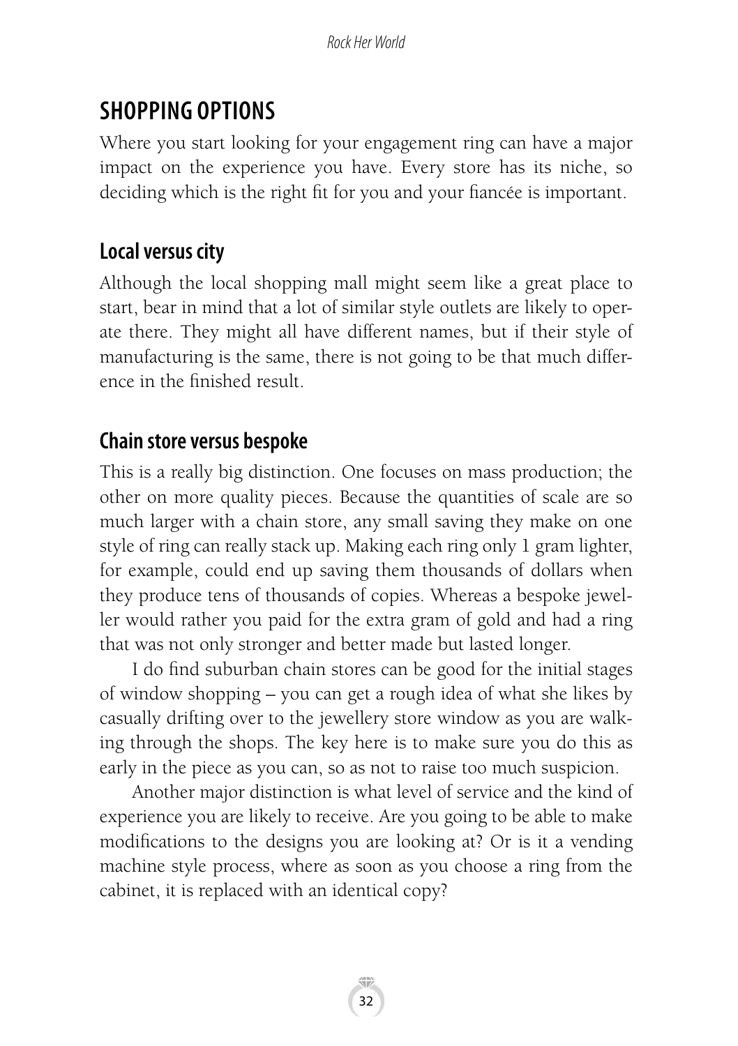## SHOPPING OPTIONS

Where you start looking for your engagement ring can have a major impact on the experience you have. Every store has its niche, so deciding which is the right fit for you and your fiancée is important.

### Local versus city

Although the local shopping mall might seem like a great place to start, bear in mind that a lot of similar style outlets are likely to operate there. They might all have different names, but if their style of manufacturing is the same, there is not going to be that much difference in the finished result.

### Chain store versus bespoke

This is a really big distinction. One focuses on mass production; the other on more quality pieces. Because the quantities of scale are so much larger with a chain store, any small saving they make on one style of ring can really stack up. Making each ring only 1 gram lighter, for example, could end up saving them thousands of dollars when they produce tens of thousands of copies. Whereas a bespoke jeweller would rather you paid for the extra gram of gold and had a ring that was not only stronger and better made but lasted longer.

I do find suburban chain stores can be good for the initial stages of window shopping – you can get a rough idea of what she likes by casually drifting over to the jewellery store window as you are walking through the shops. The key here is to make sure you do this as early in the piece as you can, so as not to raise too much suspicion.

Another major distinction is what level of service and the kind of experience you are likely to receive. Are you going to be able to make modifications to the designs you are looking at? Or is it a vending machine style process, where as soon as you choose a ring from the cabinet, it is replaced with an identical copy?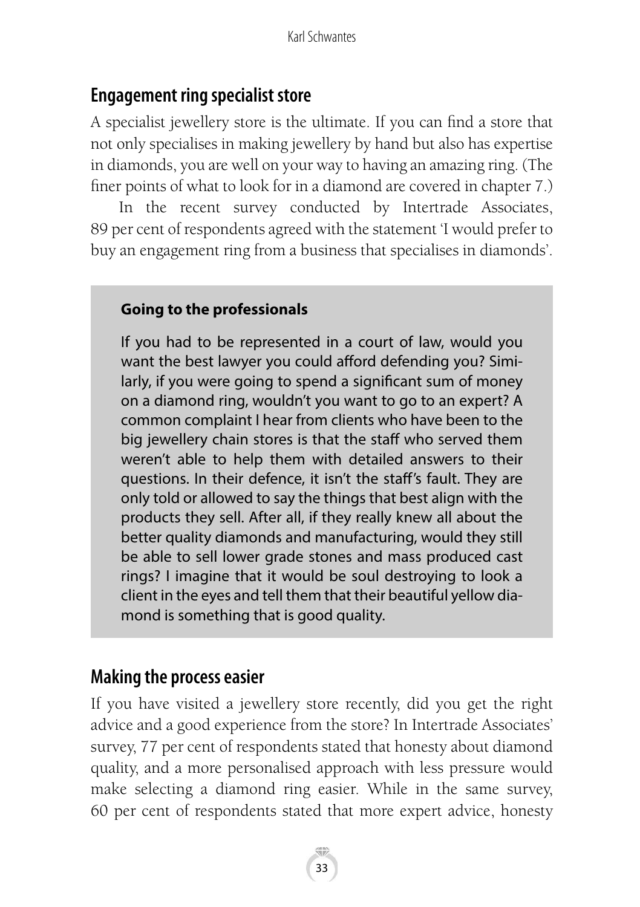## Engagement ring specialist store

A specialist jewellery store is the ultimate. If you can find a store that not only specialises in making jewellery by hand but also has expertise in diamonds, you are well on your way to having an amazing ring. (The finer points of what to look for in a diamond are covered in chapter 7.)

In the recent survey conducted by Intertrade Associates, 89 per cent of respondents agreed with the statement 'I would prefer to buy an engagement ring from a business that specialises in diamonds'.

> **Going to the professionals**
>
> If you had to be represented in a court of law, would you want the best lawyer you could afford defending you? Similarly, if you were going to spend a significant sum of money on a diamond ring, wouldn't you want to go to an expert? A common complaint I hear from clients who have been to the big jewellery chain stores is that the staff who served them weren't able to help them with detailed answers to their questions. In their defence, it isn't the staff's fault. They are only told or allowed to say the things that best align with the products they sell. After all, if they really knew all about the better quality diamonds and manufacturing, would they still be able to sell lower grade stones and mass produced cast rings? I imagine that it would be soul destroying to look a client in the eyes and tell them that their beautiful yellow diamond is something that is good quality.

## Making the process easier

If you have visited a jewellery store recently, did you get the right advice and a good experience from the store? In Intertrade Associates' survey, 77 per cent of respondents stated that honesty about diamond quality, and a more personalised approach with less pressure would make selecting a diamond ring easier. While in the same survey, 60 per cent of respondents stated that more expert advice, honesty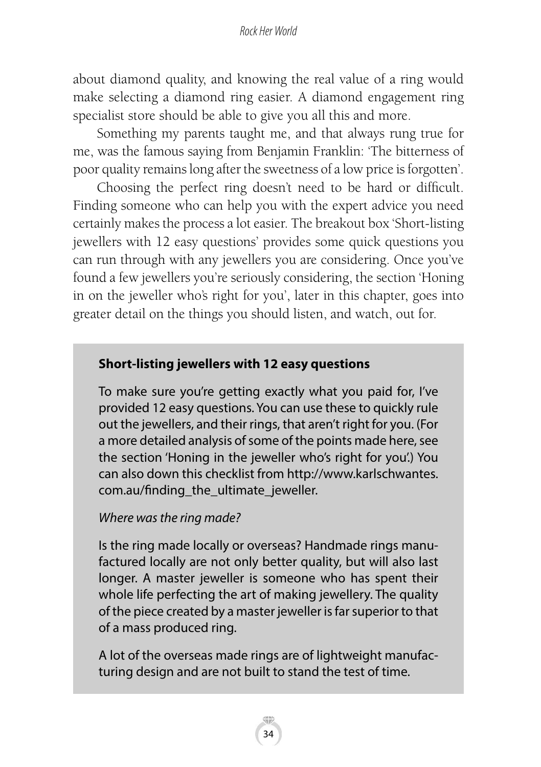about diamond quality, and knowing the real value of a ring would make selecting a diamond ring easier. A diamond engagement ring specialist store should be able to give you all this and more.

Something my parents taught me, and that always rung true for me, was the famous saying from Benjamin Franklin: 'The bitterness of poor quality remains long after the sweetness of a low price is forgotten'.

Choosing the perfect ring doesn't need to be hard or difficult. Finding someone who can help you with the expert advice you need certainly makes the process a lot easier. The breakout box 'Short-listing jewellers with 12 easy questions' provides some quick questions you can run through with any jewellers you are considering. Once you've found a few jewellers you're seriously considering, the section 'Honing in on the jeweller who's right for you', later in this chapter, goes into greater detail on the things you should listen, and watch, out for.

**Short-listing jewellers with 12 easy questions**

To make sure you're getting exactly what you paid for, I've provided 12 easy questions. You can use these to quickly rule out the jewellers, and their rings, that aren't right for you. (For a more detailed analysis of some of the points made here, see the section 'Honing in the jeweller who's right for you'.) You can also down this checklist from http://www.karlschwantes.com.au/finding_the_ultimate_jeweller.

*Where was the ring made?*

Is the ring made locally or overseas? Handmade rings manufactured locally are not only better quality, but will also last longer. A master jeweller is someone who has spent their whole life perfecting the art of making jewellery. The quality of the piece created by a master jeweller is far superior to that of a mass produced ring.

A lot of the overseas made rings are of lightweight manufacturing design and are not built to stand the test of time.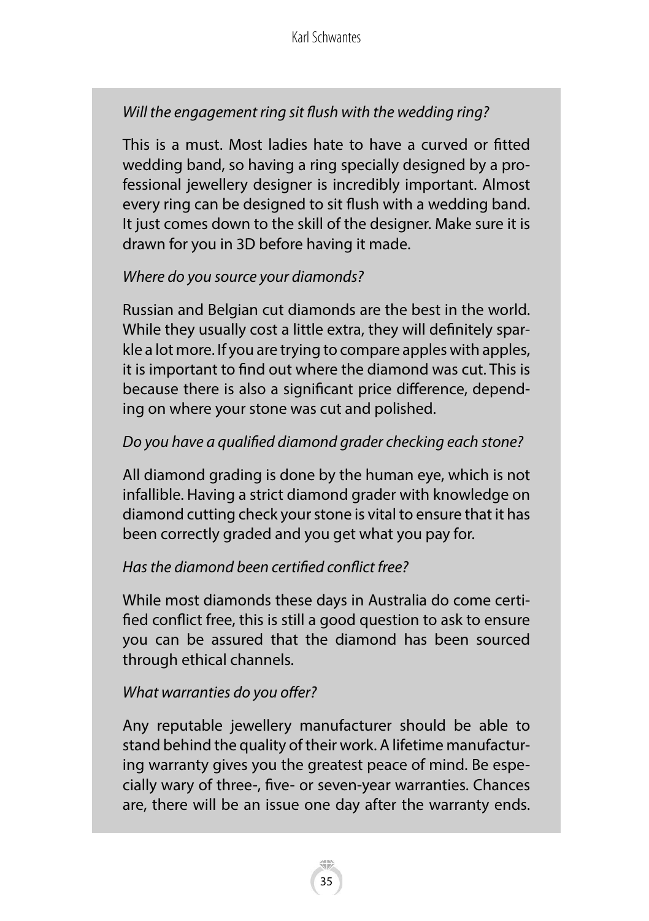*Will the engagement ring sit flush with the wedding ring?*

This is a must. Most ladies hate to have a curved or fitted wedding band, so having a ring specially designed by a professional jewellery designer is incredibly important. Almost every ring can be designed to sit flush with a wedding band. It just comes down to the skill of the designer. Make sure it is drawn for you in 3D before having it made.

*Where do you source your diamonds?*

Russian and Belgian cut diamonds are the best in the world. While they usually cost a little extra, they will definitely sparkle a lot more. If you are trying to compare apples with apples, it is important to find out where the diamond was cut. This is because there is also a significant price difference, depending on where your stone was cut and polished.

*Do you have a qualified diamond grader checking each stone?*

All diamond grading is done by the human eye, which is not infallible. Having a strict diamond grader with knowledge on diamond cutting check your stone is vital to ensure that it has been correctly graded and you get what you pay for.

*Has the diamond been certified conflict free?*

While most diamonds these days in Australia do come certified conflict free, this is still a good question to ask to ensure you can be assured that the diamond has been sourced through ethical channels.

*What warranties do you offer?*

Any reputable jewellery manufacturer should be able to stand behind the quality of their work. A lifetime manufacturing warranty gives you the greatest peace of mind. Be especially wary of three-, five- or seven-year warranties. Chances are, there will be an issue one day after the warranty ends.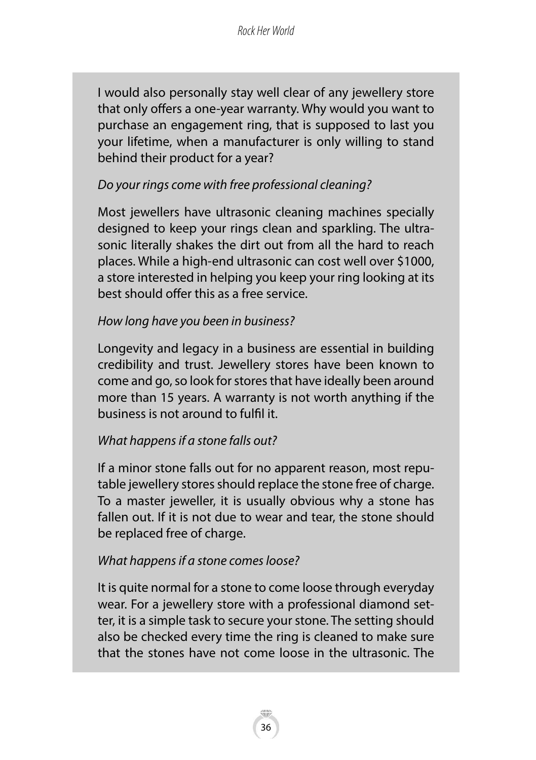I would also personally stay well clear of any jewellery store that only offers a one-year warranty. Why would you want to purchase an engagement ring, that is supposed to last you your lifetime, when a manufacturer is only willing to stand behind their product for a year?

*Do your rings come with free professional cleaning?*

Most jewellers have ultrasonic cleaning machines specially designed to keep your rings clean and sparkling. The ultrasonic literally shakes the dirt out from all the hard to reach places. While a high-end ultrasonic can cost well over $1000, a store interested in helping you keep your ring looking at its best should offer this as a free service.

*How long have you been in business?*

Longevity and legacy in a business are essential in building credibility and trust. Jewellery stores have been known to come and go, so look for stores that have ideally been around more than 15 years. A warranty is not worth anything if the business is not around to fulfil it.

*What happens if a stone falls out?*

If a minor stone falls out for no apparent reason, most reputable jewellery stores should replace the stone free of charge. To a master jeweller, it is usually obvious why a stone has fallen out. If it is not due to wear and tear, the stone should be replaced free of charge.

*What happens if a stone comes loose?*

It is quite normal for a stone to come loose through everyday wear. For a jewellery store with a professional diamond setter, it is a simple task to secure your stone. The setting should also be checked every time the ring is cleaned to make sure that the stones have not come loose in the ultrasonic. The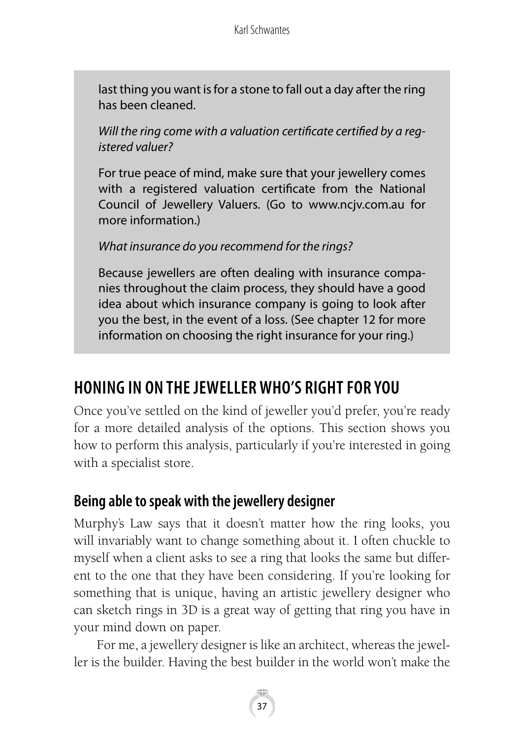last thing you want is for a stone to fall out a day after the ring has been cleaned.

*Will the ring come with a valuation certificate certified by a registered valuer?*

For true peace of mind, make sure that your jewellery comes with a registered valuation certificate from the National Council of Jewellery Valuers. (Go to www.ncjv.com.au for more information.)

*What insurance do you recommend for the rings?*

Because jewellers are often dealing with insurance companies throughout the claim process, they should have a good idea about which insurance company is going to look after you the best, in the event of a loss. (See chapter 12 for more information on choosing the right insurance for your ring.)

## HONING IN ON THE JEWELLER WHO'S RIGHT FOR YOU

Once you've settled on the kind of jeweller you'd prefer, you're ready for a more detailed analysis of the options. This section shows you how to perform this analysis, particularly if you're interested in going with a specialist store.

### Being able to speak with the jewellery designer

Murphy's Law says that it doesn't matter how the ring looks, you will invariably want to change something about it. I often chuckle to myself when a client asks to see a ring that looks the same but different to the one that they have been considering. If you're looking for something that is unique, having an artistic jewellery designer who can sketch rings in 3D is a great way of getting that ring you have in your mind down on paper.

For me, a jewellery designer is like an architect, whereas the jeweller is the builder. Having the best builder in the world won't make the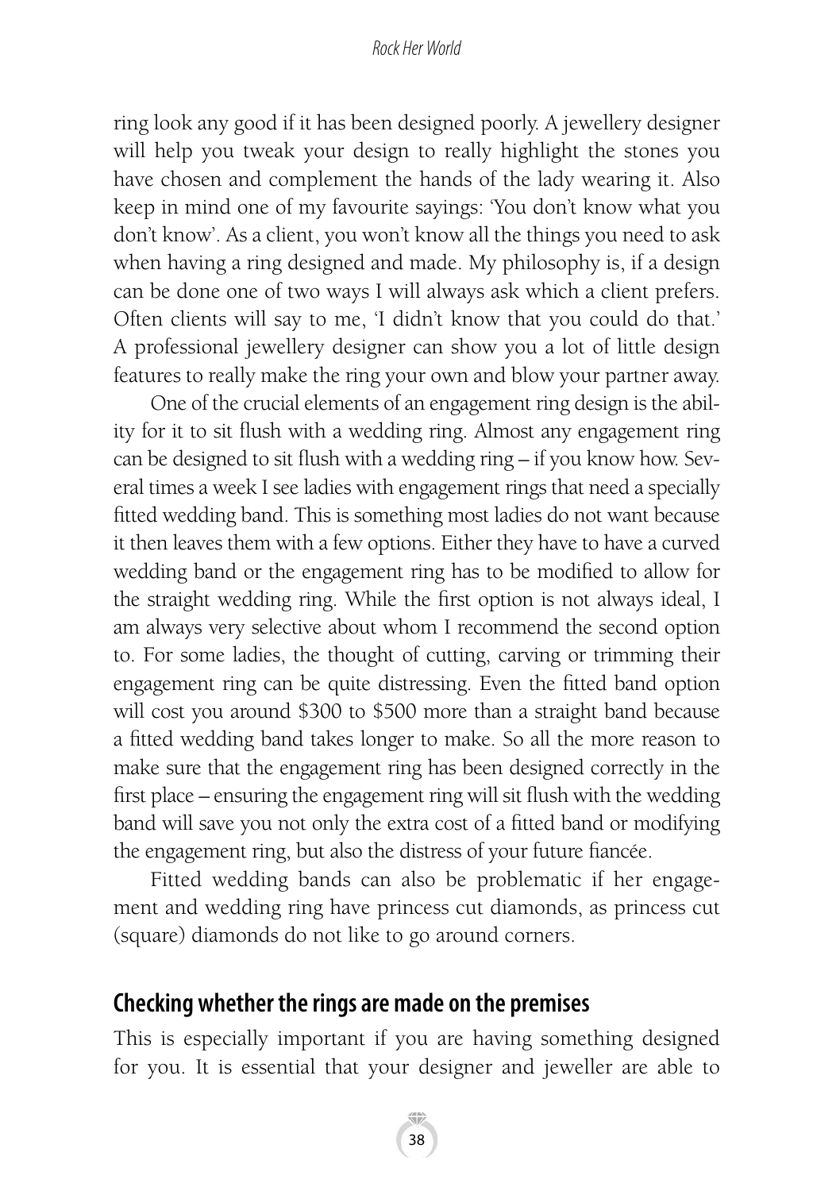ring look any good if it has been designed poorly. A jewellery designer will help you tweak your design to really highlight the stones you have chosen and complement the hands of the lady wearing it. Also keep in mind one of my favourite sayings: 'You don't know what you don't know'. As a client, you won't know all the things you need to ask when having a ring designed and made. My philosophy is, if a design can be done one of two ways I will always ask which a client prefers. Often clients will say to me, 'I didn't know that you could do that.' A professional jewellery designer can show you a lot of little design features to really make the ring your own and blow your partner away.

One of the crucial elements of an engagement ring design is the ability for it to sit flush with a wedding ring. Almost any engagement ring can be designed to sit flush with a wedding ring – if you know how. Several times a week I see ladies with engagement rings that need a specially fitted wedding band. This is something most ladies do not want because it then leaves them with a few options. Either they have to have a curved wedding band or the engagement ring has to be modified to allow for the straight wedding ring. While the first option is not always ideal, I am always very selective about whom I recommend the second option to. For some ladies, the thought of cutting, carving or trimming their engagement ring can be quite distressing. Even the fitted band option will cost you around $300 to $500 more than a straight band because a fitted wedding band takes longer to make. So all the more reason to make sure that the engagement ring has been designed correctly in the first place – ensuring the engagement ring will sit flush with the wedding band will save you not only the extra cost of a fitted band or modifying the engagement ring, but also the distress of your future fiancée.

Fitted wedding bands can also be problematic if her engagement and wedding ring have princess cut diamonds, as princess cut (square) diamonds do not like to go around corners.

## Checking whether the rings are made on the premises

This is especially important if you are having something designed for you. It is essential that your designer and jeweller are able to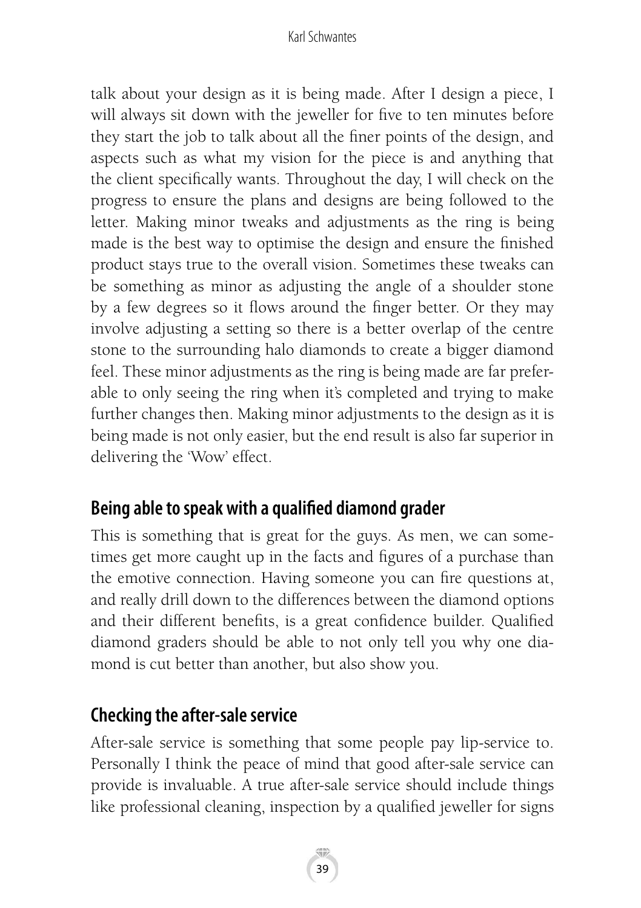talk about your design as it is being made. After I design a piece, I will always sit down with the jeweller for five to ten minutes before they start the job to talk about all the finer points of the design, and aspects such as what my vision for the piece is and anything that the client specifically wants. Throughout the day, I will check on the progress to ensure the plans and designs are being followed to the letter. Making minor tweaks and adjustments as the ring is being made is the best way to optimise the design and ensure the finished product stays true to the overall vision. Sometimes these tweaks can be something as minor as adjusting the angle of a shoulder stone by a few degrees so it flows around the finger better. Or they may involve adjusting a setting so there is a better overlap of the centre stone to the surrounding halo diamonds to create a bigger diamond feel. These minor adjustments as the ring is being made are far preferable to only seeing the ring when it's completed and trying to make further changes then. Making minor adjustments to the design as it is being made is not only easier, but the end result is also far superior in delivering the 'Wow' effect.

## Being able to speak with a qualified diamond grader

This is something that is great for the guys. As men, we can sometimes get more caught up in the facts and figures of a purchase than the emotive connection. Having someone you can fire questions at, and really drill down to the differences between the diamond options and their different benefits, is a great confidence builder. Qualified diamond graders should be able to not only tell you why one diamond is cut better than another, but also show you.

## Checking the after-sale service

After-sale service is something that some people pay lip-service to. Personally I think the peace of mind that good after-sale service can provide is invaluable. A true after-sale service should include things like professional cleaning, inspection by a qualified jeweller for signs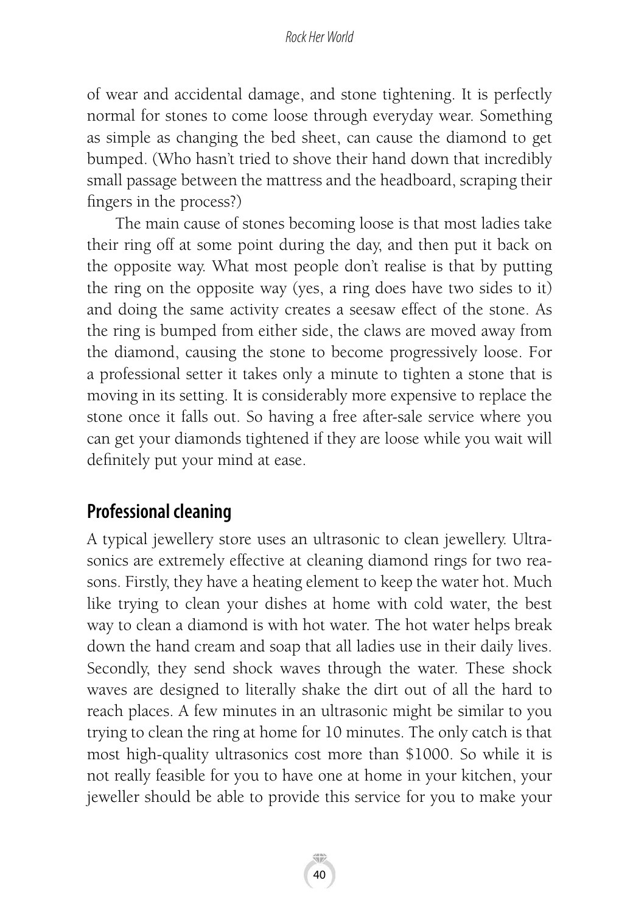of wear and accidental damage, and stone tightening. It is perfectly normal for stones to come loose through everyday wear. Something as simple as changing the bed sheet, can cause the diamond to get bumped. (Who hasn't tried to shove their hand down that incredibly small passage between the mattress and the headboard, scraping their fingers in the process?)

The main cause of stones becoming loose is that most ladies take their ring off at some point during the day, and then put it back on the opposite way. What most people don't realise is that by putting the ring on the opposite way (yes, a ring does have two sides to it) and doing the same activity creates a seesaw effect of the stone. As the ring is bumped from either side, the claws are moved away from the diamond, causing the stone to become progressively loose. For a professional setter it takes only a minute to tighten a stone that is moving in its setting. It is considerably more expensive to replace the stone once it falls out. So having a free after-sale service where you can get your diamonds tightened if they are loose while you wait will definitely put your mind at ease.

## Professional cleaning

A typical jewellery store uses an ultrasonic to clean jewellery. Ultrasonics are extremely effective at cleaning diamond rings for two reasons. Firstly, they have a heating element to keep the water hot. Much like trying to clean your dishes at home with cold water, the best way to clean a diamond is with hot water. The hot water helps break down the hand cream and soap that all ladies use in their daily lives. Secondly, they send shock waves through the water. These shock waves are designed to literally shake the dirt out of all the hard to reach places. A few minutes in an ultrasonic might be similar to you trying to clean the ring at home for 10 minutes. The only catch is that most high-quality ultrasonics cost more than $1000. So while it is not really feasible for you to have one at home in your kitchen, your jeweller should be able to provide this service for you to make your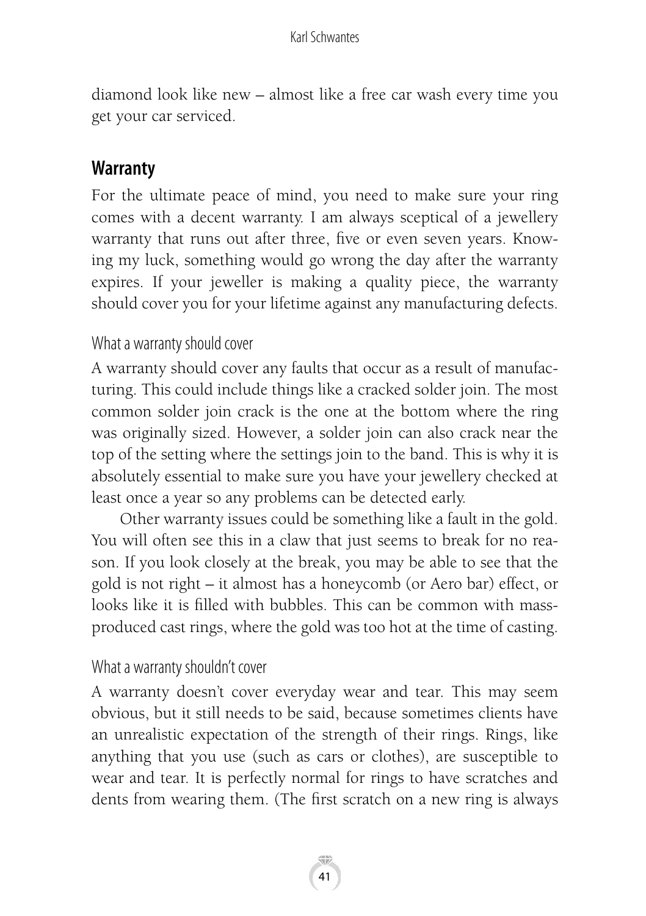diamond look like new – almost like a free car wash every time you get your car serviced.

## Warranty

For the ultimate peace of mind, you need to make sure your ring comes with a decent warranty. I am always sceptical of a jewellery warranty that runs out after three, five or even seven years. Knowing my luck, something would go wrong the day after the warranty expires. If your jeweller is making a quality piece, the warranty should cover you for your lifetime against any manufacturing defects.

### What a warranty should cover

A warranty should cover any faults that occur as a result of manufacturing. This could include things like a cracked solder join. The most common solder join crack is the one at the bottom where the ring was originally sized. However, a solder join can also crack near the top of the setting where the settings join to the band. This is why it is absolutely essential to make sure you have your jewellery checked at least once a year so any problems can be detected early.

Other warranty issues could be something like a fault in the gold. You will often see this in a claw that just seems to break for no reason. If you look closely at the break, you may be able to see that the gold is not right – it almost has a honeycomb (or Aero bar) effect, or looks like it is filled with bubbles. This can be common with mass-produced cast rings, where the gold was too hot at the time of casting.

### What a warranty shouldn't cover

A warranty doesn't cover everyday wear and tear. This may seem obvious, but it still needs to be said, because sometimes clients have an unrealistic expectation of the strength of their rings. Rings, like anything that you use (such as cars or clothes), are susceptible to wear and tear. It is perfectly normal for rings to have scratches and dents from wearing them. (The first scratch on a new ring is always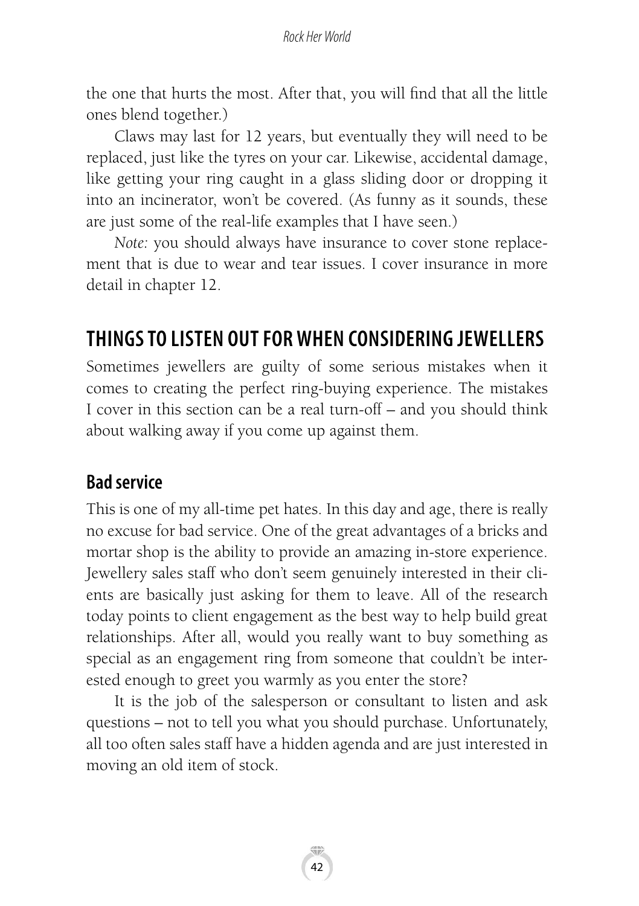the one that hurts the most. After that, you will find that all the little ones blend together.)

Claws may last for 12 years, but eventually they will need to be replaced, just like the tyres on your car. Likewise, accidental damage, like getting your ring caught in a glass sliding door or dropping it into an incinerator, won't be covered. (As funny as it sounds, these are just some of the real-life examples that I have seen.)

*Note:* you should always have insurance to cover stone replacement that is due to wear and tear issues. I cover insurance in more detail in chapter 12.

## THINGS TO LISTEN OUT FOR WHEN CONSIDERING JEWELLERS

Sometimes jewellers are guilty of some serious mistakes when it comes to creating the perfect ring-buying experience. The mistakes I cover in this section can be a real turn-off – and you should think about walking away if you come up against them.

### Bad service

This is one of my all-time pet hates. In this day and age, there is really no excuse for bad service. One of the great advantages of a bricks and mortar shop is the ability to provide an amazing in-store experience. Jewellery sales staff who don't seem genuinely interested in their clients are basically just asking for them to leave. All of the research today points to client engagement as the best way to help build great relationships. After all, would you really want to buy something as special as an engagement ring from someone that couldn't be interested enough to greet you warmly as you enter the store?

It is the job of the salesperson or consultant to listen and ask questions – not to tell you what you should purchase. Unfortunately, all too often sales staff have a hidden agenda and are just interested in moving an old item of stock.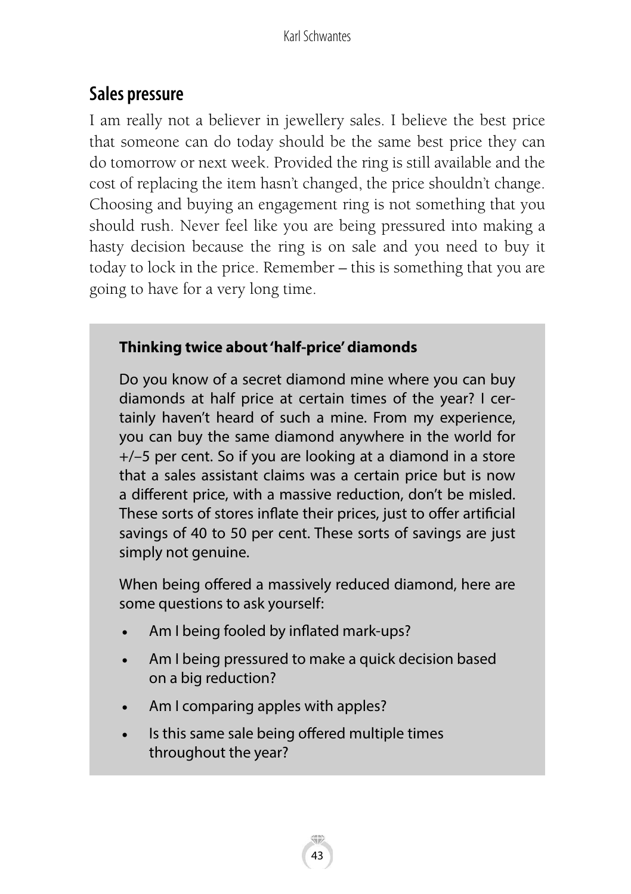## Sales pressure

I am really not a believer in jewellery sales. I believe the best price that someone can do today should be the same best price they can do tomorrow or next week. Provided the ring is still available and the cost of replacing the item hasn't changed, the price shouldn't change. Choosing and buying an engagement ring is not something that you should rush. Never feel like you are being pressured into making a hasty decision because the ring is on sale and you need to buy it today to lock in the price. Remember – this is something that you are going to have for a very long time.

### Thinking twice about 'half-price' diamonds

Do you know of a secret diamond mine where you can buy diamonds at half price at certain times of the year? I certainly haven't heard of such a mine. From my experience, you can buy the same diamond anywhere in the world for +/–5 per cent. So if you are looking at a diamond in a store that a sales assistant claims was a certain price but is now a different price, with a massive reduction, don't be misled. These sorts of stores inflate their prices, just to offer artificial savings of 40 to 50 per cent. These sorts of savings are just simply not genuine.

When being offered a massively reduced diamond, here are some questions to ask yourself:

- Am I being fooled by inflated mark-ups?
- Am I being pressured to make a quick decision based on a big reduction?
- Am I comparing apples with apples?
- Is this same sale being offered multiple times throughout the year?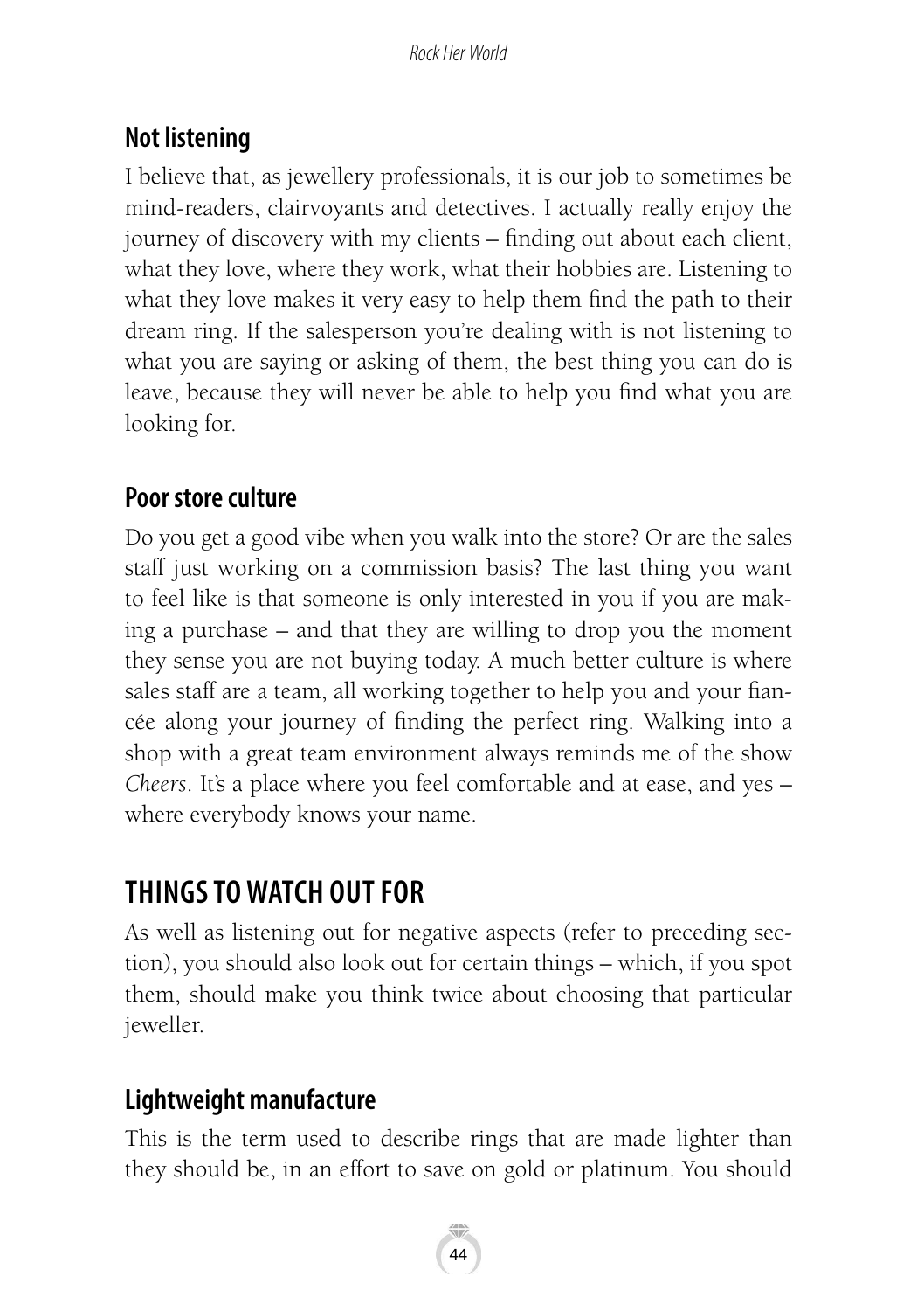### Not listening

I believe that, as jewellery professionals, it is our job to sometimes be mind-readers, clairvoyants and detectives. I actually really enjoy the journey of discovery with my clients – finding out about each client, what they love, where they work, what their hobbies are. Listening to what they love makes it very easy to help them find the path to their dream ring. If the salesperson you're dealing with is not listening to what you are saying or asking of them, the best thing you can do is leave, because they will never be able to help you find what you are looking for.

### Poor store culture

Do you get a good vibe when you walk into the store? Or are the sales staff just working on a commission basis? The last thing you want to feel like is that someone is only interested in you if you are making a purchase – and that they are willing to drop you the moment they sense you are not buying today. A much better culture is where sales staff are a team, all working together to help you and your fiancée along your journey of finding the perfect ring. Walking into a shop with a great team environment always reminds me of the show *Cheers*. It's a place where you feel comfortable and at ease, and yes – where everybody knows your name.

## THINGS TO WATCH OUT FOR

As well as listening out for negative aspects (refer to preceding section), you should also look out for certain things – which, if you spot them, should make you think twice about choosing that particular jeweller.

### Lightweight manufacture

This is the term used to describe rings that are made lighter than they should be, in an effort to save on gold or platinum. You should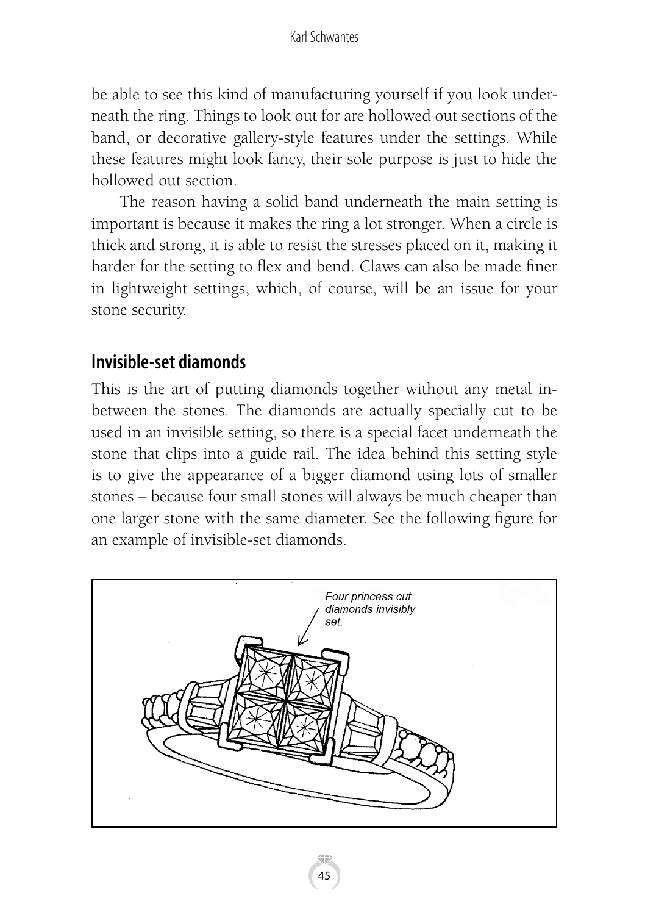be able to see this kind of manufacturing yourself if you look underneath the ring. Things to look out for are hollowed out sections of the band, or decorative gallery-style features under the settings. While these features might look fancy, their sole purpose is just to hide the hollowed out section.

The reason having a solid band underneath the main setting is important is because it makes the ring a lot stronger. When a circle is thick and strong, it is able to resist the stresses placed on it, making it harder for the setting to flex and bend. Claws can also be made finer in lightweight settings, which, of course, will be an issue for your stone security.

## Invisible-set diamonds

This is the art of putting diamonds together without any metal in-between the stones. The diamonds are actually specially cut to be used in an invisible setting, so there is a special facet underneath the stone that clips into a guide rail. The idea behind this setting style is to give the appearance of a bigger diamond using lots of smaller stones – because four small stones will always be much cheaper than one larger stone with the same diameter. See the following figure for an example of invisible-set diamonds.

*Four princess cut diamonds invisibly set.*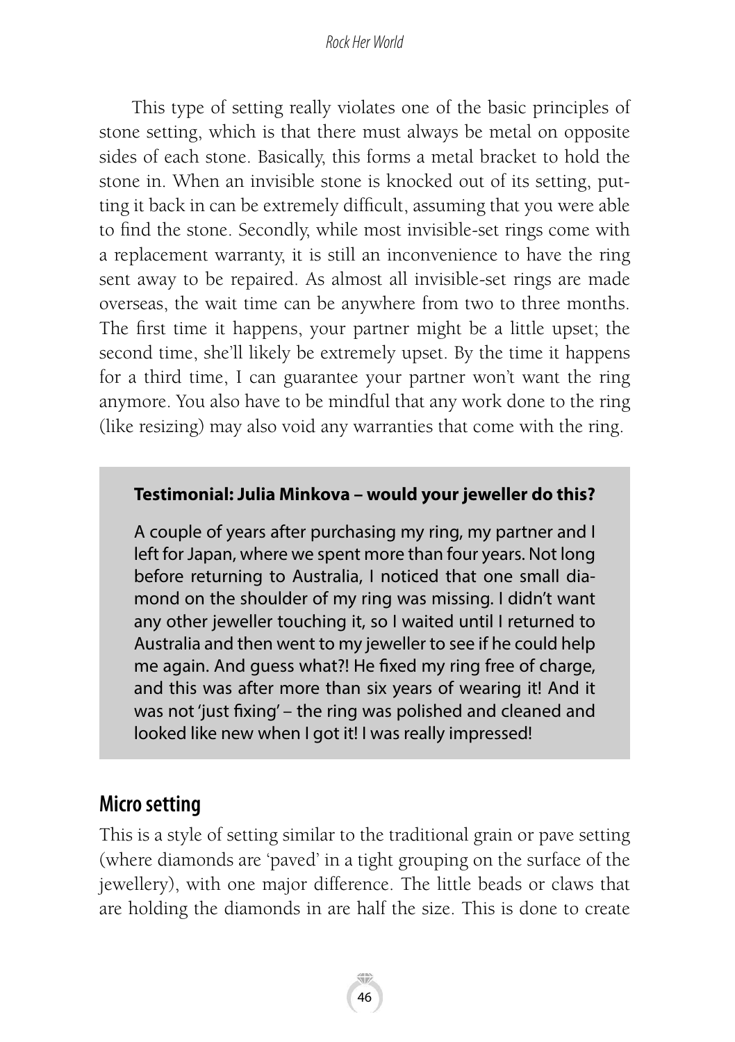This type of setting really violates one of the basic principles of stone setting, which is that there must always be metal on opposite sides of each stone. Basically, this forms a metal bracket to hold the stone in. When an invisible stone is knocked out of its setting, putting it back in can be extremely difficult, assuming that you were able to find the stone. Secondly, while most invisible-set rings come with a replacement warranty, it is still an inconvenience to have the ring sent away to be repaired. As almost all invisible-set rings are made overseas, the wait time can be anywhere from two to three months. The first time it happens, your partner might be a little upset; the second time, she'll likely be extremely upset. By the time it happens for a third time, I can guarantee your partner won't want the ring anymore. You also have to be mindful that any work done to the ring (like resizing) may also void any warranties that come with the ring.

> **Testimonial: Julia Minkova – would your jeweller do this?**
>
> A couple of years after purchasing my ring, my partner and I left for Japan, where we spent more than four years. Not long before returning to Australia, I noticed that one small diamond on the shoulder of my ring was missing. I didn't want any other jeweller touching it, so I waited until I returned to Australia and then went to my jeweller to see if he could help me again. And guess what?! He fixed my ring free of charge, and this was after more than six years of wearing it! And it was not 'just fixing' – the ring was polished and cleaned and looked like new when I got it! I was really impressed!

## Micro setting

This is a style of setting similar to the traditional grain or pave setting (where diamonds are 'paved' in a tight grouping on the surface of the jewellery), with one major difference. The little beads or claws that are holding the diamonds in are half the size. This is done to create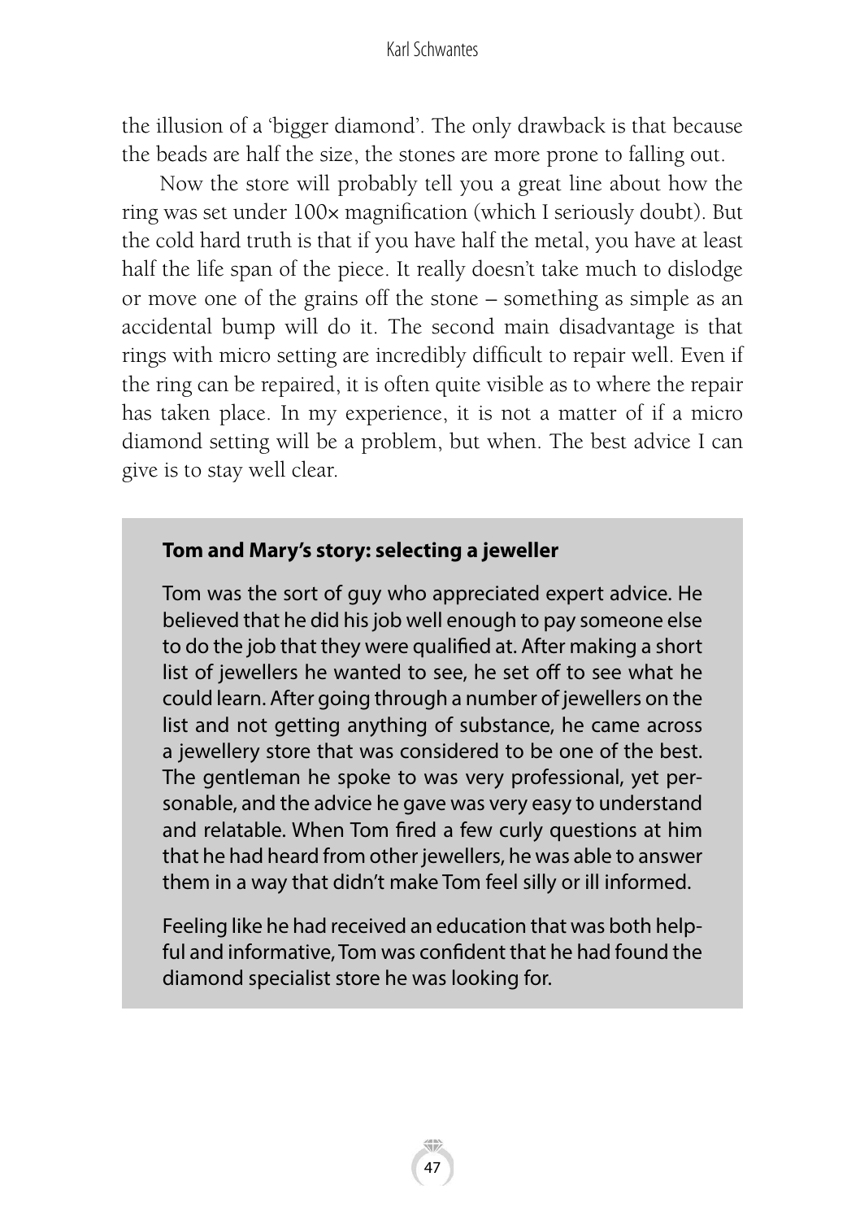the illusion of a 'bigger diamond'. The only drawback is that because the beads are half the size, the stones are more prone to falling out.

Now the store will probably tell you a great line about how the ring was set under 100× magnification (which I seriously doubt). But the cold hard truth is that if you have half the metal, you have at least half the life span of the piece. It really doesn't take much to dislodge or move one of the grains off the stone – something as simple as an accidental bump will do it. The second main disadvantage is that rings with micro setting are incredibly difficult to repair well. Even if the ring can be repaired, it is often quite visible as to where the repair has taken place. In my experience, it is not a matter of if a micro diamond setting will be a problem, but when. The best advice I can give is to stay well clear.

**Tom and Mary's story: selecting a jeweller**

Tom was the sort of guy who appreciated expert advice. He believed that he did his job well enough to pay someone else to do the job that they were qualified at. After making a short list of jewellers he wanted to see, he set off to see what he could learn. After going through a number of jewellers on the list and not getting anything of substance, he came across a jewellery store that was considered to be one of the best. The gentleman he spoke to was very professional, yet personable, and the advice he gave was very easy to understand and relatable. When Tom fired a few curly questions at him that he had heard from other jewellers, he was able to answer them in a way that didn't make Tom feel silly or ill informed.

Feeling like he had received an education that was both helpful and informative, Tom was confident that he had found the diamond specialist store he was looking for.